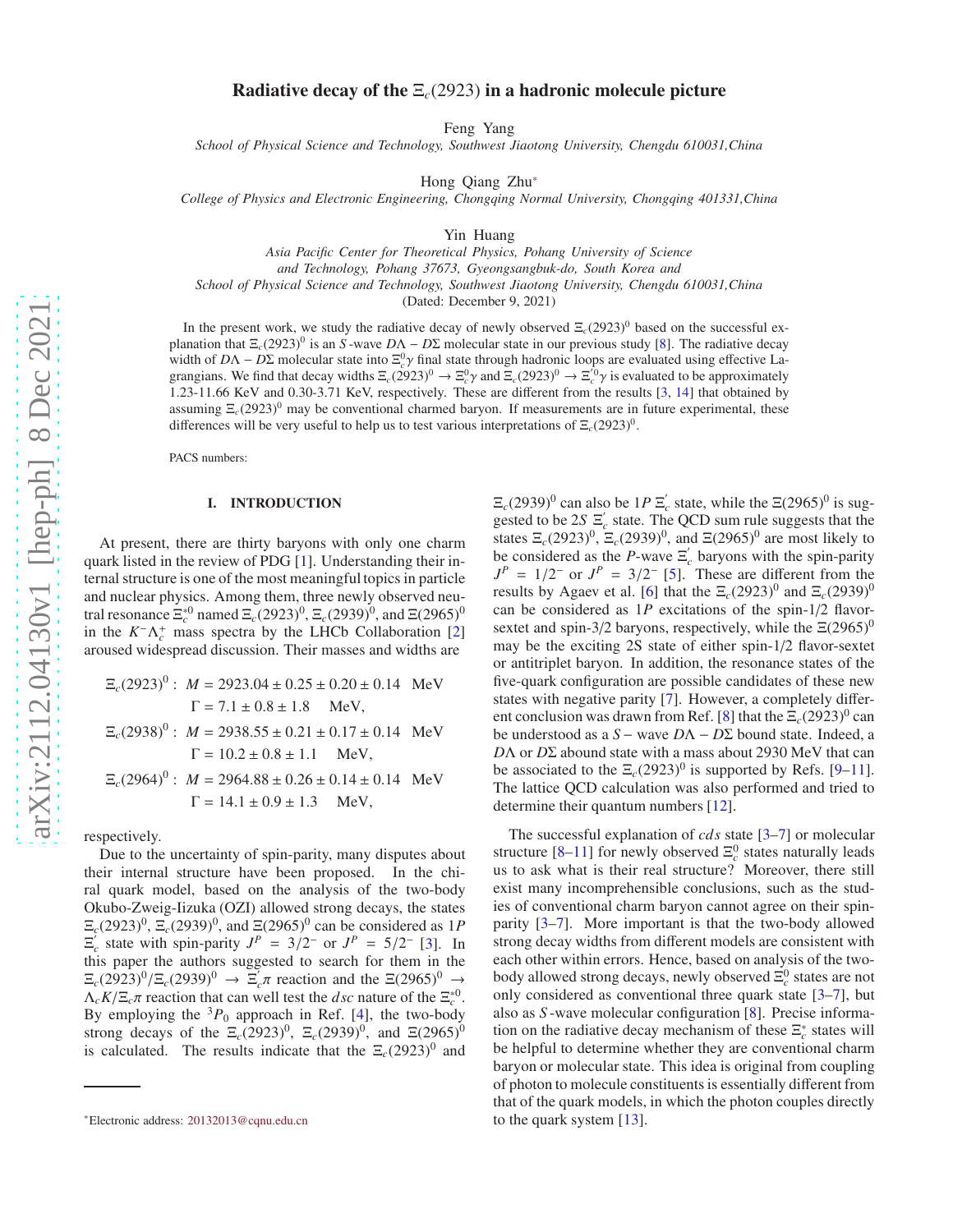# Radiative decay of the $\Xi_c(2923)$ in a hadronic molecule picture

Feng Yang

*School of Physical Science and Technology, Southwest Jiaotong University, Chengdu 610031,China*

Hong Qiang Zhu*

*College of Physics and Electronic Engineering, Chongqing Normal University, Chongqing 401331,China*

Yin Huang

*Asia Pacific Center for Theoretical Physics, Pohang University of Science and Technology, Pohang 37673, Gyeongsangbuk-do, South Korea and School of Physical Science and Technology, Southwest Jiaotong University, Chengdu 610031,China*

(Dated: December 9, 2021)

In the present work, we study the radiative decay of newly observed $\Xi_c(2923)^0$ based on the successful explanation that $\Xi_c(2923)^0$ is an $S$-wave $D\Lambda - D\Sigma$ molecular state in our previous study [8]. The radiative decay width of $D\Lambda - D\Sigma$ molecular state into $\Xi_c^0\gamma$ final state through hadronic loops are evaluated using effective Lagrangians. We find that decay widths $\Xi_c(2923)^0 \to \Xi_c^0\gamma$ and $\Xi_c(2923)^0 \to \Xi_c^{'0}\gamma$ is evaluated to be approximately 1.23-11.66 KeV and 0.30-3.71 KeV, respectively. These are different from the results [3, 14] that obtained by assuming $\Xi_c(2923)^0$ may be conventional charmed baryon. If measurements are in future experimental, these differences will be very useful to help us to test various interpretations of $\Xi_c(2923)^0$.

PACS numbers:

## I. INTRODUCTION

At present, there are thirty baryons with only one charm quark listed in the review of PDG [1]. Understanding their internal structure is one of the most meaningful topics in particle and nuclear physics. Among them, three newly observed neutral resonance $\Xi_c^{*0}$ named $\Xi_c(2923)^0$, $\Xi_c(2939)^0$, and $\Xi(2965)^0$ in the $K^-\Lambda_c^+$ mass spectra by the LHCb Collaboration [2] aroused widespread discussion. Their masses and widths are

$$
\begin{aligned}
\Xi_c(2923)^0: \; & M = 2923.04 \pm 0.25 \pm 0.20 \pm 0.14 \quad \text{MeV} \\
& \Gamma = 7.1 \pm 0.8 \pm 1.8 \quad \text{MeV}, \\
\Xi_c(2938)^0: \; & M = 2938.55 \pm 0.21 \pm 0.17 \pm 0.14 \quad \text{MeV} \\
& \Gamma = 10.2 \pm 0.8 \pm 1.1 \quad \text{MeV}, \\
\Xi_c(2964)^0: \; & M = 2964.88 \pm 0.26 \pm 0.14 \pm 0.14 \quad \text{MeV} \\
& \Gamma = 14.1 \pm 0.9 \pm 1.3 \quad \text{MeV},
\end{aligned}
$$

respectively.

Due to the uncertainty of spin-parity, many disputes about their internal structure have been proposed. In the chiral quark model, based on the analysis of the two-body Okubo-Zweig-Iizuka (OZI) allowed strong decays, the states $\Xi_c(2923)^0$, $\Xi_c(2939)^0$, and $\Xi(2965)^0$ can be considered as $1P$ $\Xi_c^{'}$ state with spin-parity $J^P = 3/2^-$ or $J^P = 5/2^-$ [3]. In this paper the authors suggested to search for them in the $\Xi_c(2923)^0/\Xi_c(2939)^0 \to \Xi_c^{'}\pi$ reaction and the $\Xi(2965)^0 \to \Lambda_c K/\Xi_c\pi$ reaction that can well test the $dsc$ nature of the $\Xi_c^{*0}$. By employing the $^3P_0$ approach in Ref. [4], the two-body strong decays of the $\Xi_c(2923)^0$, $\Xi_c(2939)^0$, and $\Xi(2965)^0$ is calculated. The results indicate that the $\Xi_c(2923)^0$ and $\Xi_c(2939)^0$ can also be $1P$ $\Xi_c^{'}$ state, while the $\Xi(2965)^0$ is suggested to be $2S$ $\Xi_c^{'}$ state. The QCD sum rule suggests that the states $\Xi_c(2923)^0$, $\Xi_c(2939)^0$, and $\Xi(2965)^0$ are most likely to be considered as the $P$-wave $\Xi_c^{'}$ baryons with the spin-parity $J^P = 1/2^-$ or $J^P = 3/2^-$ [5]. These are different from the results by Agaev et al. [6] that the $\Xi_c(2923)^0$ and $\Xi_c(2939)^0$ can be considered as $1P$ excitations of the spin-1/2 flavor-sextet and spin-3/2 baryons, respectively, while the $\Xi(2965)^0$ may be the exciting 2S state of either spin-1/2 flavor-sextet or antitriplet baryon. In addition, the resonance states of the five-quark configuration are possible candidates of these new states with negative parity [7]. However, a completely different conclusion was drawn from Ref. [8] that the $\Xi_c(2923)^0$ can be understood as a $S-$ wave $D\Lambda - D\Sigma$ bound state. Indeed, a $D\Lambda$ or $D\Sigma$ abound state with a mass about 2930 MeV that can be associated to the $\Xi_c(2923)^0$ is supported by Refs. [9–11]. The lattice QCD calculation was also performed and tried to determine their quantum numbers [12].

The successful explanation of $cds$ state [3–7] or molecular structure [8–11] for newly observed $\Xi_c^0$ states naturally leads us to ask what is their real structure? Moreover, there still exist many incomprehensible conclusions, such as the studies of conventional charm baryon cannot agree on their spin-parity [3–7]. More important is that the two-body allowed strong decay widths from different models are consistent with each other within errors. Hence, based on analysis of the two-body allowed strong decays, newly observed $\Xi_c^0$ states are not only considered as conventional three quark state [3–7], but also as $S$-wave molecular configuration [8]. Precise information on the radiative decay mechanism of these $\Xi_c^*$ states will be helpful to determine whether they are conventional charm baryon or molecular state. This idea is original from coupling of photon to molecule constituents is essentially different from that of the quark models, in which the photon couples directly to the quark system [13].

*Electronic address: 20132013@cqnu.edu.cn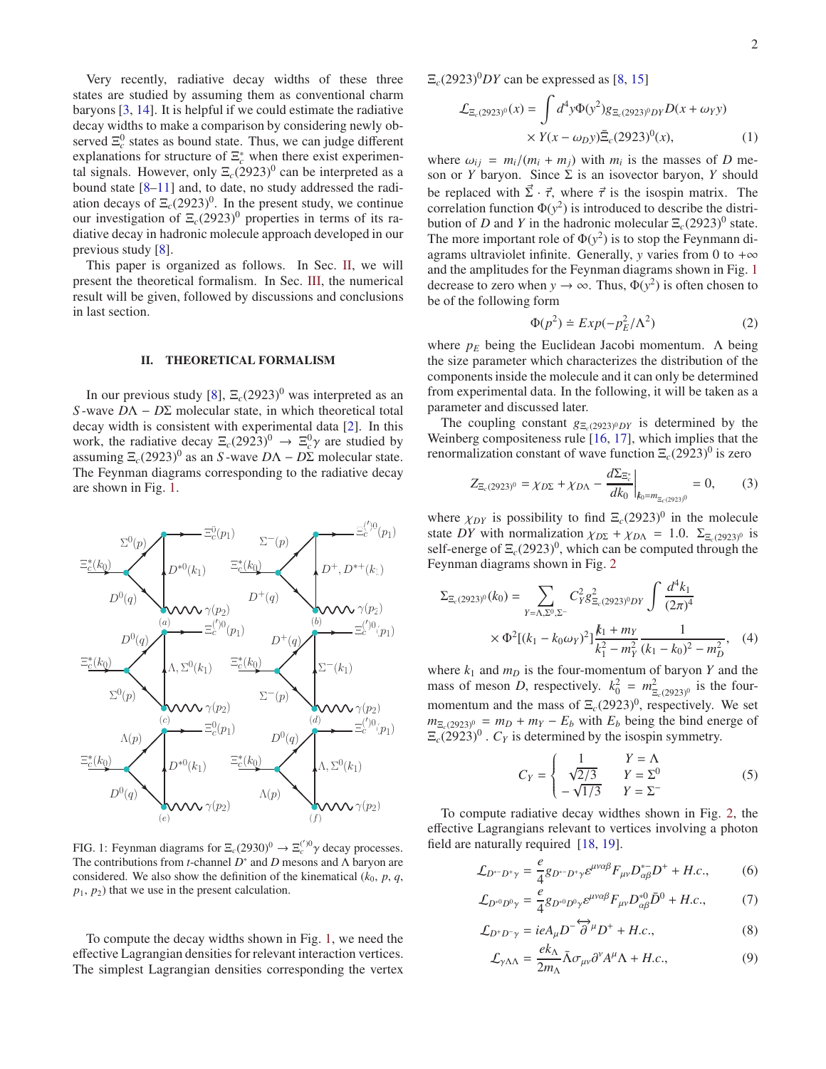Very recently, radiative decay widths of these three states are studied by assuming them as conventional charm baryons [3, 14]. It is helpful if we could estimate the radiative decay widths to make a comparison by considering newly observed $\Xi_c^0$ states as bound state. Thus, we can judge different explanations for structure of $\Xi_c^*$ when there exist experimental signals. However, only $\Xi_c(2923)^0$ can be interpreted as a bound state [8–11] and, to date, no study addressed the radiation decays of $\Xi_c(2923)^0$. In the present study, we continue our investigation of $\Xi_c(2923)^0$ properties in terms of its radiative decay in hadronic molecule approach developed in our previous study [8].

This paper is organized as follows. In Sec. II, we will present the theoretical formalism. In Sec. III, the numerical result will be given, followed by discussions and conclusions in last section.

## II. THEORETICAL FORMALISM

In our previous study [8], $\Xi_c(2923)^0$ was interpreted as an $S$-wave $D\Lambda - D\Sigma$ molecular state, in which theoretical total decay width is consistent with experimental data [2]. In this work, the radiative decay $\Xi_c(2923)^0 \rightarrow \Xi_c^0\gamma$ are studied by assuming $\Xi_c(2923)^0$ as an $S$-wave $D\Lambda - D\Sigma$ molecular state. The Feynman diagrams corresponding to the radiative decay are shown in Fig. 1.

FIG. 1: Feynman diagrams for $\Xi_c(2930)^0 \rightarrow \Xi_c^{(\prime)0}\gamma$ decay processes. The contributions from $t$-channel $D^*$ and $D$ mesons and $\Lambda$ baryon are considered. We also show the definition of the kinematical ($k_0$, $p$, $q$, $p_1$, $p_2$) that we use in the present calculation.

To compute the decay widths shown in Fig. 1, we need the effective Lagrangian densities for relevant interaction vertices. The simplest Lagrangian densities corresponding the vertex $\Xi_c(2923)^0DY$ can be expressed as [8, 15]

$$\mathcal{L}_{\Xi_c(2923)^0}(x) = \int d^4y\Phi(y^2)g_{\Xi_c(2923)^0DY}D(x+\omega_Y y) \times Y(x-\omega_D y)\bar{\Xi}_c(2923)^0(x), \quad (1)$$

where $\omega_{ij} = m_i/(m_i+m_j)$ with $m_i$ is the masses of $D$ meson or $Y$ baryon. Since $\Sigma$ is an isovector baryon, $Y$ should be replaced with $\vec{\Sigma}\cdot\vec{\tau}$, where $\vec{\tau}$ is the isospin matrix. The correlation function $\Phi(y^2)$ is introduced to describe the distribution of $D$ and $Y$ in the hadronic molecular $\Xi_c(2923)^0$ state. The more important role of $\Phi(y^2)$ is to stop the Feynmann diagrams ultraviolet infinite. Generally, $y$ varies from 0 to $+\infty$ and the amplitudes for the Feynman diagrams shown in Fig. 1 decrease to zero when $y \rightarrow \infty$. Thus, $\Phi(y^2)$ is often chosen to be of the following form

$$\Phi(p^2) \doteq Exp(-p_E^2/\Lambda^2) \quad (2)$$

where $p_E$ being the Euclidean Jacobi momentum. $\Lambda$ being the size parameter which characterizes the distribution of the components inside the molecule and it can only be determined from experimental data. In the following, it will be taken as a parameter and discussed later.

The coupling constant $g_{\Xi_c(2923)^0DY}$ is determined by the Weinberg compositeness rule [16, 17], which implies that the renormalization constant of wave function $\Xi_c(2923)^0$ is zero

$$Z_{\Xi_c(2923)^0} = \chi_{D\Sigma} + \chi_{D\Lambda} - \left.\frac{d\Sigma_{\Xi_c^*}}{dk_0}\right|_{k_0=m_{\Xi_c(2923)^0}} = 0, \quad (3)$$

where $\chi_{DY}$ is possibility to find $\Xi_c(2923)^0$ in the molecule state $DY$ with normalization $\chi_{D\Sigma}+\chi_{D\Lambda} = 1.0$. $\Sigma_{\Xi_c(2923)^0}$ is self-energe of $\Xi_c(2923)^0$, which can be computed through the Feynman diagrams shown in Fig. 2

$$\Sigma_{\Xi_c(2923)^0}(k_0) = \sum_{Y=\Lambda,\Sigma^0,\Sigma^-} C_Y^2 g^2_{\Xi_c(2923)^0DY}\int\frac{d^4k_1}{(2\pi)^4} \times \Phi^2[(k_1-k_0\omega_Y)^2]\frac{\not{k}_1+m_Y}{k_1^2-m_Y^2}\frac{1}{(k_1-k_0)^2-m_D^2}, \quad (4)$$

where $k_1$ and $m_D$ is the four-momentum of baryon $Y$ and the mass of meson $D$, respectively. $k_0^2 = m^2_{\Xi_c(2923)^0}$ is the four-momentum and the mass of $\Xi_c(2923)^0$, respectively. We set $m_{\Xi_c(2923)^0} = m_D + m_Y - E_b$ with $E_b$ being the bind energe of $\Xi_c(2923)^0$ . $C_Y$ is determined by the isospin symmetry.

$$C_Y = \begin{cases} 1 & Y=\Lambda \\ \sqrt{2/3} & Y=\Sigma^0 \\ -\sqrt{1/3} & Y=\Sigma^- \end{cases} \quad (5)$$

To compute radiative decay widthes shown in Fig. 2, the effective Lagrangians relevant to vertices involving a photon field are naturally required [18, 19].

$$\mathcal{L}_{D^{*-}D^+\gamma} = \frac{e}{4}g_{D^{*-}D^+\gamma}\epsilon^{\mu\nu\alpha\beta}F_{\mu\nu}D^{*-}_{\alpha\beta}D^+ + H.c., \quad (6)$$

$$\mathcal{L}_{D^{*0}D^0\gamma} = \frac{e}{4}g_{D^{*0}D^0\gamma}\epsilon^{\mu\nu\alpha\beta}F_{\mu\nu}D^{*0}_{\alpha\beta}\bar{D}^0 + H.c., \quad (7)$$

$$\mathcal{L}_{D^+D^-\gamma} = ieA_\mu D^-\overleftrightarrow{\partial}^\mu D^+ + H.c., \quad (8)$$

$$\mathcal{L}_{\gamma\Lambda\Lambda} = \frac{e k_\Lambda}{2m_\Lambda}\bar{\Lambda}\sigma_{\mu\nu}\partial^\nu A^\mu\Lambda + H.c., \quad (9)$$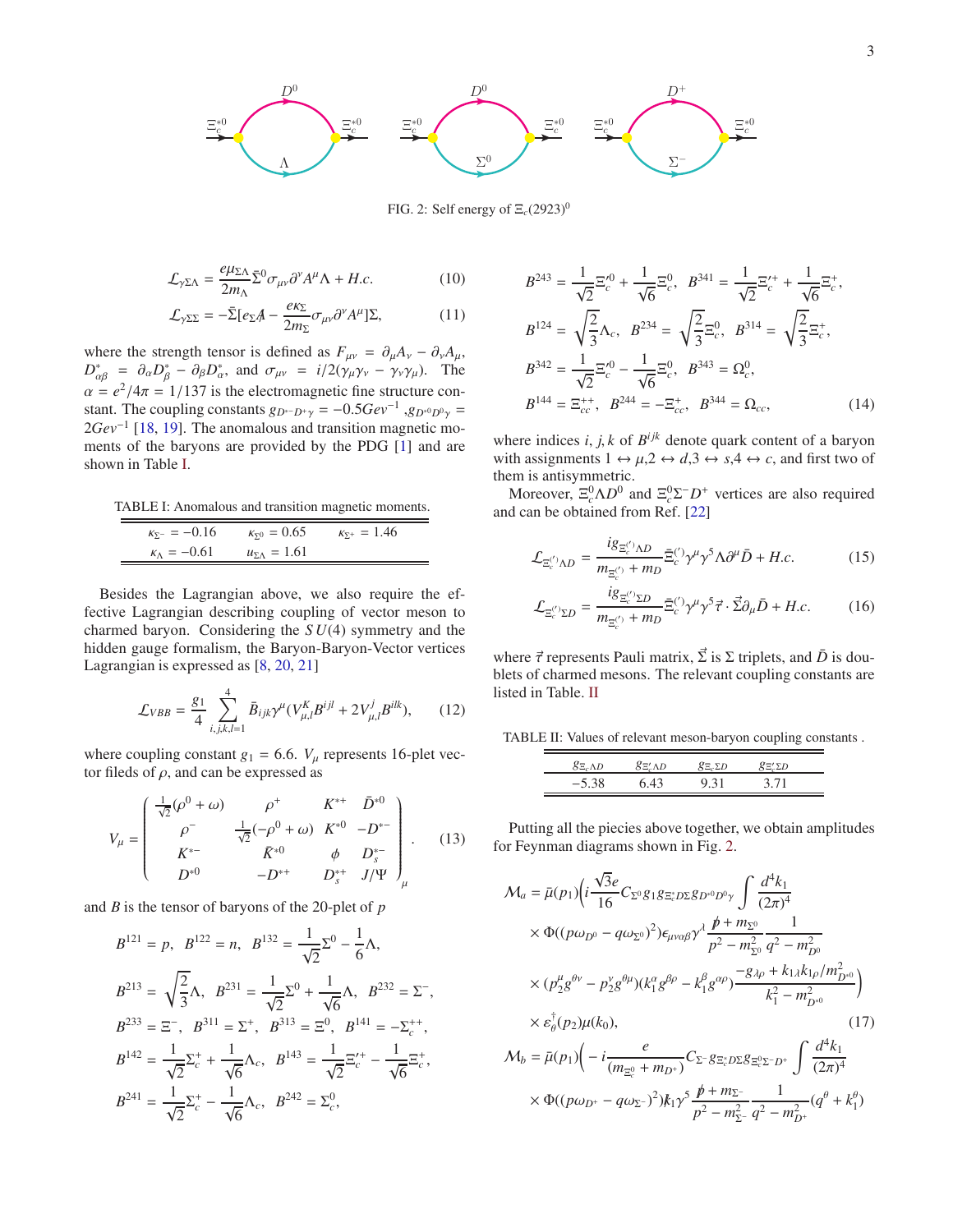FIG. 2: Self energy of $\Xi_c(2923)^0$

$$\mathcal{L}_{\gamma\Sigma\Lambda} = \frac{e\mu_{\Sigma\Lambda}}{2m_\Lambda}\bar{\Sigma}^0\sigma_{\mu\nu}\partial^\nu A^\mu \Lambda + H.c. \tag{10}$$

$$\mathcal{L}_{\gamma\Sigma\Sigma} = -\bar{\Sigma}[e_\Sigma A\!\!\!/ - \frac{e\kappa_\Sigma}{2m_\Sigma}\sigma_{\mu\nu}\partial^\nu A^\mu]\Sigma, \tag{11}$$

where the strength tensor is defined as $F_{\mu\nu} = \partial_\mu A_\nu - \partial_\nu A_\mu$, $D^*_{\alpha\beta} = \partial_\alpha D^*_\beta - \partial_\beta D^*_\alpha$, and $\sigma_{\mu\nu} = i/2(\gamma_\mu\gamma_\nu - \gamma_\nu\gamma_\mu)$. The $\alpha = e^2/4\pi = 1/137$ is the electromagnetic fine structure constant. The coupling constants $g_{D^{*-}D^+\gamma} = -0.5Gev^{-1}$ ,$g_{D^{*0}D^0\gamma} = 2Gev^{-1}$ [18, 19]. The anomalous and transition magnetic moments of the baryons are provided by the PDG [1] and are shown in Table I.

TABLE I: Anomalous and transition magnetic moments.

| | | |
|---|---|---|
| $\kappa_{\Sigma^-} = -0.16$ | $\kappa_{\Sigma^0} = 0.65$ | $\kappa_{\Sigma^+} = 1.46$ |
| $\kappa_\Lambda = -0.61$ | $u_{\Sigma\Lambda} = 1.61$ | |

Besides the Lagrangian above, we also require the effective Lagrangian describing coupling of vector meson to charmed baryon. Considering the $SU(4)$ symmetry and the hidden gauge formalism, the Baryon-Baryon-Vector vertices Lagrangian is expressed as [8, 20, 21]

$$\mathcal{L}_{VBB} = \frac{g_1}{4}\sum_{i,j,k,l=1}^{4}\bar{B}_{ijk}\gamma^\mu(V^K_{\mu,l}B^{ijl} + 2V^j_{\mu,l}B^{ilk}), \tag{12}$$

where coupling constant $g_1 = 6.6$. $V_\mu$ represents 16-plet vector fileds of $\rho$, and can be expressed as

$$V_\mu = \begin{pmatrix} \frac{1}{\sqrt{2}}(\rho^0+\omega) & \rho^+ & K^{*+} & \bar{D}^{*0} \\ \rho^- & \frac{1}{\sqrt{2}}(-\rho^0+\omega) & K^{*0} & -D^{*-} \\ K^{*-} & \bar{K}^{*0} & \phi & D_s^{*-} \\ D^{*0} & -D^{*+} & D_s^{*+} & J/\Psi \end{pmatrix}_\mu . \tag{13}$$

and $B$ is the tensor of baryons of the 20-plet of $p$

$$\begin{aligned}
&B^{121} = p,\ \ B^{122} = n,\ \ B^{132} = \frac{1}{\sqrt{2}}\Sigma^0 - \frac{1}{6}\Lambda, \\
&B^{213} = \sqrt{\frac{2}{3}}\Lambda,\ \ B^{231} = \frac{1}{\sqrt{2}}\Sigma^0 + \frac{1}{\sqrt{6}}\Lambda,\ \ B^{232} = \Sigma^-, \\
&B^{233} = \Xi^-,\ \ B^{311} = \Sigma^+,\ \ B^{313} = \Xi^0,\ \ B^{141} = -\Sigma_c^{++}, \\
&B^{142} = \frac{1}{\sqrt{2}}\Sigma_c^+ + \frac{1}{\sqrt{6}}\Lambda_c,\ \ B^{143} = \frac{1}{\sqrt{2}}\Xi_c'^+ - \frac{1}{\sqrt{6}}\Xi_c^+, \\
&B^{241} = \frac{1}{\sqrt{2}}\Sigma_c^+ - \frac{1}{\sqrt{6}}\Lambda_c,\ \ B^{242} = \Sigma_c^0, \\
&B^{243} = \frac{1}{\sqrt{2}}\Xi_c'^0 + \frac{1}{\sqrt{6}}\Xi_c^0,\ \ B^{341} = \frac{1}{\sqrt{2}}\Xi_c'^+ + \frac{1}{\sqrt{6}}\Xi_c^+, \\
&B^{124} = \sqrt{\frac{2}{3}}\Lambda_c,\ \ B^{234} = \sqrt{\frac{2}{3}}\Xi_c^0,\ \ B^{314} = \sqrt{\frac{2}{3}}\Xi_c^+, \\
&B^{342} = \frac{1}{\sqrt{2}}\Xi_c'^0 - \frac{1}{\sqrt{6}}\Xi_c^0,\ \ B^{343} = \Omega_c^0, \\
&B^{144} = \Xi_{cc}^{++},\ \ B^{244} = -\Xi_{cc}^+,\ \ B^{344} = \Omega_{cc},
\end{aligned} \tag{14}$$

where indices $i, j, k$ of $B^{ijk}$ denote quark content of a baryon with assignments $1 \leftrightarrow \mu$,$2 \leftrightarrow d$,$3 \leftrightarrow s$,$4 \leftrightarrow c$, and first two of them is antisymmetric.

Moreover, $\Xi_c^0\Lambda D^0$ and $\Xi_c^0\Sigma^- D^+$ vertices are also required and can be obtained from Ref. [22]

$$\mathcal{L}_{\Xi_c^{(\prime)}\Lambda D} = \frac{ig_{\Xi_c^{(\prime)}\Lambda D}}{m_{\Xi_c^{(\prime)}} + m_D}\bar{\Xi}_c^{(\prime)}\gamma^\mu\gamma^5\Lambda\partial^\mu\bar{D} + H.c. \tag{15}$$

$$\mathcal{L}_{\Xi_c^{(\prime)}\Sigma D} = \frac{ig_{\Xi_c^{(\prime)}\Sigma D}}{m_{\Xi_c^{(\prime)}} + m_D}\bar{\Xi}_c^{(\prime)}\gamma^\mu\gamma^5\vec{\tau}\cdot\vec{\Sigma}\partial_\mu\bar{D} + H.c. \tag{16}$$

where $\vec{\tau}$ represents Pauli matrix, $\vec{\Sigma}$ is $\Sigma$ triplets, and $\bar{D}$ is doublets of charmed mesons. The relevant coupling constants are listed in Table. II

TABLE II: Values of relevant meson-baryon coupling constants .

| $g_{\Xi_c\Lambda D}$ | $g_{\Xi_c'\Lambda D}$ | $g_{\Xi_c\Sigma D}$ | $g_{\Xi_c'\Sigma D}$ |
|---|---|---|---|
| $-5.38$ | $6.43$ | $9.31$ | $3.71$ |

Putting all the piecies above together, we obtain amplitudes for Feynman diagrams shown in Fig. 2.

$$\begin{aligned}
\mathcal{M}_a = \bar{\mu}(p_1)\Big(&i\frac{\sqrt{3}e}{16}C_{\Sigma^0}g_1 g_{\Xi_c^* D\Sigma}g_{D^{*0}D^0\gamma}\int\frac{d^4k_1}{(2\pi)^4} \\
&\times\Phi((p\omega_{D^0} - q\omega_{\Sigma^0})^2)\epsilon_{\mu\nu\alpha\beta}\gamma^\lambda\frac{p\!\!\!/ + m_{\Sigma^0}}{p^2 - m^2_{\Sigma^0}}\frac{1}{q^2 - m^2_{D^0}} \\
&\times(p_2^\mu g^{\theta\nu} - p_2^\nu g^{\theta\mu})(k_1^\alpha g^{\beta\rho} - k_1^\beta g^{\alpha\rho})\frac{-g_{\lambda\rho} + k_{1\lambda}k_{1\rho}/m^2_{D^{*0}}}{k_1^2 - m^2_{D^{*0}}}\Big) \\
&\times\varepsilon^\dagger_\theta(p_2)\mu(k_0),
\end{aligned} \tag{17}$$

$$\begin{aligned}
\mathcal{M}_b = \bar{\mu}(p_1)\Big(&-i\frac{e}{(m_{\Xi_c^0} + m_{D^+})}C_{\Sigma^-}g_{\Xi_c D\Sigma}g_{\Xi_c^0\Sigma^- D^+}\int\frac{d^4k_1}{(2\pi)^4} \\
&\times\Phi((p\omega_{D^+} - q\omega_{\Sigma^-})^2)k\!\!\!/_1\gamma^5\frac{p\!\!\!/ + m_{\Sigma^-}}{p^2 - m^2_{\Sigma^-}}\frac{1}{q^2 - m^2_{D^+}}(q^\theta + k_1^\theta)
\end{aligned}$$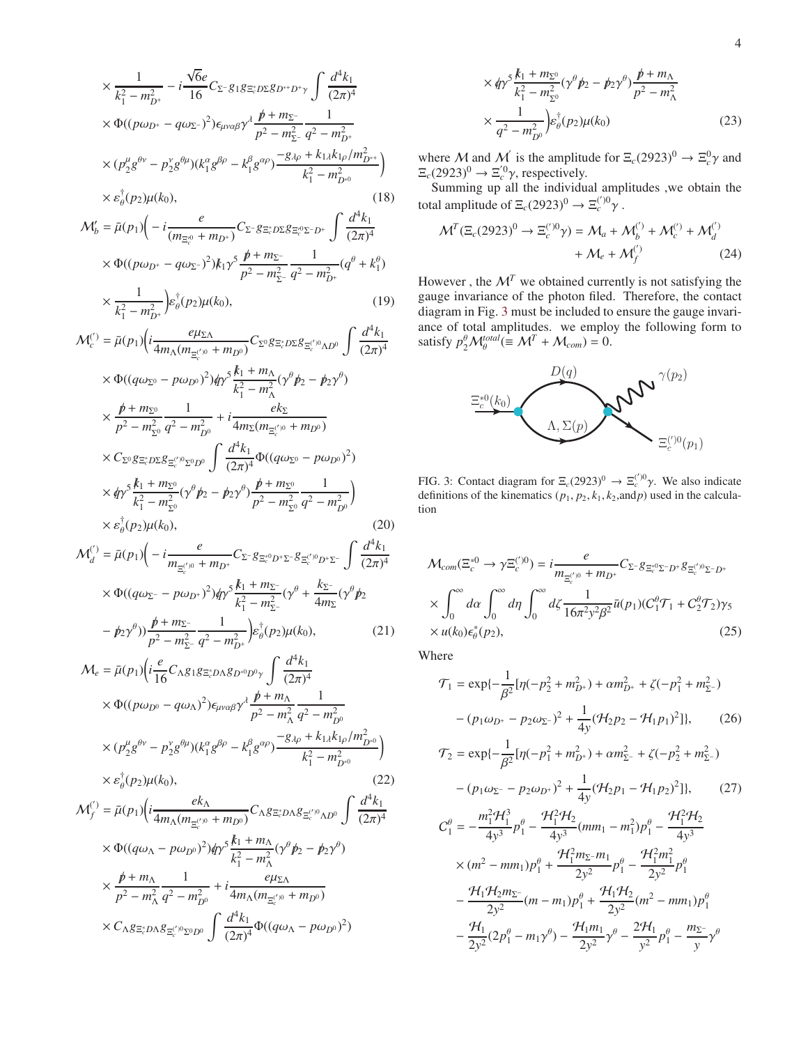$$
\times \frac{1}{k_1^2 - m_{D^+}^2} - i\frac{\sqrt{6}e}{16} C_{\Sigma^-} g_1 g_{\Xi_c^* D\Sigma} g_{D^{*+}D^+\gamma} \int \frac{d^4 k_1}{(2\pi)^4}
$$

$$
\times \Phi((p\omega_{D^+} - q\omega_{\Sigma^-})^2) \epsilon_{\mu\nu\alpha\beta} \gamma^\lambda \frac{\not p + m_{\Sigma^-}}{p^2 - m_{\Sigma^-}^2} \frac{1}{q^2 - m_{D^+}^2}
$$

$$
\times (p_2^\mu g^{\theta\nu} - p_2^\nu g^{\theta\mu})(k_1^\alpha g^{\beta\rho} - k_1^\beta g^{\alpha\rho}) \frac{-g_{\lambda\rho} + k_{1\lambda} k_{1\rho}/m_{D^{*+}}^2}{k_1^2 - m_{D^{*0}}^2}\Big)
$$

$$
\times \varepsilon_\theta^\dagger(p_2)\mu(k_0), \tag{18}
$$

$$
\mathcal{M}'_b = \bar{\mu}(p_1)\Big( - i\frac{e}{(m_{\Xi_c^0} + m_{D^+})} C_{\Sigma^-} g_{\Xi_c^* D\Sigma} g_{\Xi_c'^0 \Sigma^- D^+} \int \frac{d^4 k_1}{(2\pi)^4}
$$

$$
\times \Phi((p\omega_{D^+} - q\omega_{\Sigma^-})^2) \not k_1 \gamma^5 \frac{\not p + m_{\Sigma^-}}{p^2 - m_{\Sigma^-}^2} \frac{1}{q^2 - m_{D^+}^2} (q^\theta + k_1^\theta)
$$

$$
\times \frac{1}{k_1^2 - m_{D^+}^2}\Big) \varepsilon_\theta^\dagger(p_2)\mu(k_0), \tag{19}
$$

$$
\mathcal{M}_c^{(')} = \bar{\mu}(p_1)\Big( i\frac{e\mu_{\Sigma\Lambda}}{4m_\Lambda(m_{\Xi_c^{(')0}} + m_{D^0})} C_{\Sigma^0} g_{\Xi_c^* D\Sigma} g_{\Xi_c^{(')0}\Lambda D^0} \int \frac{d^4 k_1}{(2\pi)^4}
$$

$$
\times \Phi((q\omega_{\Sigma^0} - p\omega_{D^0})^2) \not q \gamma^5 \frac{\not k_1 + m_\Lambda}{k_1^2 - m_\Lambda^2} (\gamma^\theta \not p_2 - \not p_2 \gamma^\theta)
$$

$$
\times \frac{\not p + m_{\Sigma^0}}{p^2 - m_{\Sigma^0}^2} \frac{1}{q^2 - m_{D^0}^2} + i\frac{e k_\Sigma}{4m_\Sigma(m_{\Xi_c^{(')0}} + m_{D^0})}
$$

$$
\times C_{\Sigma^0} g_{\Xi_c^* D\Sigma} g_{\Xi_c^{(')0}\Sigma^0 D^0} \int \frac{d^4 k_1}{(2\pi)^4} \Phi((q\omega_{\Sigma^0} - p\omega_{D^0})^2)
$$

$$
\times \not q \gamma^5 \frac{\not k_1 + m_{\Sigma^0}}{k_1^2 - m_{\Sigma^0}^2} (\gamma^\theta \not p_2 - \not p_2 \gamma^\theta) \frac{\not p + m_{\Sigma^0}}{p^2 - m_{\Sigma^0}^2} \frac{1}{q^2 - m_{D^0}^2}\Big)
$$

$$
\times \varepsilon_\theta^\dagger(p_2)\mu(k_0), \tag{20}
$$

$$
\mathcal{M}_d^{(')} = \bar{\mu}(p_1)\Big( - i\frac{e}{m_{\Xi_c^{(')0}} + m_{D^+}} C_{\Sigma^-} g_{\Xi_c^{*0} D^+ \Sigma^-} g_{\Xi_c^{(')0} D^+ \Sigma^-} \int \frac{d^4 k_1}{(2\pi)^4}
$$

$$
\times \Phi((q\omega_{\Sigma^-} - p\omega_{D^+})^2) \not q \gamma^5 \frac{\not k_1 + m_{\Sigma^-}}{k_1^2 - m_{\Sigma^-}^2} (\gamma^\theta + \frac{k_{\Sigma^-}}{4m_\Sigma} (\gamma^\theta \not p_2
$$

$$
- \not p_2 \gamma^\theta)) \frac{\not p + m_{\Sigma^-}}{p^2 - m_{\Sigma^-}^2} \frac{1}{q^2 - m_{D^+}^2}\Big) \varepsilon_\theta^\dagger(p_2)\mu(k_0), \tag{21}
$$

$$
\mathcal{M}_e = \bar{\mu}(p_1)\Big( i\frac{e}{16} C_\Lambda g_1 g_{\Xi_c^* D\Lambda} g_{D^{*0} D^0 \gamma} \int \frac{d^4 k_1}{(2\pi)^4}
$$

$$
\times \Phi((p\omega_{D^0} - q\omega_\Lambda)^2) \epsilon_{\mu\nu\alpha\beta} \gamma^\lambda \frac{\not p + m_\Lambda}{p^2 - m_\Lambda^2} \frac{1}{q^2 - m_{D^0}^2}
$$

$$
\times (p_2^\mu g^{\theta\nu} - p_2^\nu g^{\theta\mu})(k_1^\alpha g^{\beta\rho} - k_1^\beta g^{\alpha\rho}) \frac{-g_{\lambda\rho} + k_{1\lambda} k_{1\rho}/m_{D^{*0}}^2}{k_1^2 - m_{D^{*0}}^2}\Big)
$$

$$
\times \varepsilon_\theta^\dagger(p_2)\mu(k_0), \tag{22}
$$

$$
\mathcal{M}_f^{(')} = \bar{\mu}(p_1)\Big( i\frac{e k_\Lambda}{4m_\Lambda(m_{\Xi_c^{(')0}} + m_{D^0})} C_\Lambda g_{\Xi_c^* D\Lambda} g_{\Xi_c^{(')0}\Lambda D^0} \int \frac{d^4 k_1}{(2\pi)^4}
$$

$$
\times \Phi((q\omega_\Lambda - p\omega_{D^0})^2) \not q \gamma^5 \frac{\not k_1 + m_\Lambda}{k_1^2 - m_\Lambda^2} (\gamma^\theta \not p_2 - \not p_2 \gamma^\theta)
$$

$$
\times \frac{\not p + m_\Lambda}{p^2 - m_\Lambda^2} \frac{1}{q^2 - m_{D^0}^2} + i\frac{e\mu_{\Sigma\Lambda}}{4m_\Lambda(m_{\Xi_c^{(')0}} + m_{D^0})}
$$

$$
\times C_\Lambda g_{\Xi_c^* D\Lambda} g_{\Xi_c^{(')0}\Sigma^0 D^0} \int \frac{d^4 k_1}{(2\pi)^4} \Phi((q\omega_\Lambda - p\omega_{D^0})^2)
$$

$$
\times \not q \gamma^5 \frac{\not k_1 + m_{\Sigma^0}}{k_1^2 - m_{\Sigma^0}^2} (\gamma^\theta \not p_2 - \not p_2 \gamma^\theta) \frac{\not p + m_\Lambda}{p^2 - m_\Lambda^2}
$$

$$
\times \frac{1}{q^2 - m_{D^0}^2}\Big) \varepsilon_\theta^\dagger(p_2)\mu(k_0) \tag{23}
$$

where $\mathcal{M}$ and $\mathcal{M}'$ is the amplitude for $\Xi_c(2923)^0 \to \Xi_c^0\gamma$ and $\Xi_c(2923)^0 \to \Xi_c'^0\gamma$, respectively.

Summing up all the individual amplitudes ,we obtain the total amplitude of $\Xi_c(2923)^0 \to \Xi_c^{(')0}\gamma$ .

$$
\mathcal{M}^T(\Xi_c(2923)^0 \to \Xi_c^{(')0}\gamma) = \mathcal{M}_a + \mathcal{M}_b^{(')} + \mathcal{M}_c^{(')} + \mathcal{M}_d^{(')} + \mathcal{M}_e + \mathcal{M}_f^{(')} \tag{24}
$$

However , the $\mathcal{M}^T$ we obtained currently is not satisfying the gauge invariance of the photon filed. Therefore, the contact diagram in Fig. 3 must be included to ensure the gauge invariance of total amplitudes. we employ the following form to satisfy $p_2^\theta \mathcal{M}_\theta^{total} (\equiv \mathcal{M}^T + \mathcal{M}_{com}) = 0$.

FIG. 3: Contact diagram for $\Xi_c(2923)^0 \to \Xi_c^{(')0}\gamma$. We also indicate definitions of the kinematics ($p_1, p_2, k_1, k_2$,and$p$) used in the calculation

$$
\mathcal{M}_{com}(\Xi_c^{*0} \to \gamma\Xi_c^{(')0}) = i\frac{e}{m_{\Xi_c^{(')0}} + m_{D^+}} C_{\Sigma^-} g_{\Xi_c^{*0}\Sigma^- D^+} g_{\Xi_c^{(')0}\Sigma^- D^+}
$$

$$
\times \int_0^\infty d\alpha \int_0^\infty d\eta \int_0^\infty d\zeta \frac{1}{16\pi^2 y^2 \beta^2} \bar{u}(p_1)(C_1^\theta \mathcal{T}_1 + C_2^\theta \mathcal{T}_2)\gamma_5
$$

$$
\times u(k_0)\epsilon_\theta^*(p_2), \tag{25}
$$

Where

$$
\mathcal{T}_1 = \exp\{-\frac{1}{\beta^2}[\eta(-p_2^2 + m_{D^+}^2) + \alpha m_{D^+}^2 + \zeta(-p_1^2 + m_{\Sigma^-}^2)
$$

$$
- (p_1\omega_{D^+} - p_2\omega_{\Sigma^-})^2 + \frac{1}{4y}(\mathcal{H}_2 p_2 - \mathcal{H}_1 p_1)^2]\}, \tag{26}
$$

$$
\mathcal{T}_2 = \exp\{-\frac{1}{\beta^2}[\eta(-p_1^2 + m_{D^+}^2) + \alpha m_{\Sigma^-}^2 + \zeta(-p_2^2 + m_{\Sigma^-}^2)
$$

$$
- (p_1\omega_{\Sigma^-} - p_2\omega_{D^+})^2 + \frac{1}{4y}(\mathcal{H}_2 p_1 - \mathcal{H}_1 p_2)^2]\}, \tag{27}
$$

$$
C_1^\theta = -\frac{m_1^2 \mathcal{H}_1^3}{4y^3} p_1^\theta - \frac{\mathcal{H}_1^2 \mathcal{H}_2}{4y^3}(mm_1 - m_1^2)p_1^\theta - \frac{\mathcal{H}_1^2 \mathcal{H}_2}{4y^3}
$$

$$
\times (m^2 - mm_1)p_1^\theta + \frac{\mathcal{H}_1^2 m_{\Sigma^-} m_1}{2y^2} p_1^\theta - \frac{\mathcal{H}_1^2 m_1^2}{2y^2} p_1^\theta
$$

$$
- \frac{\mathcal{H}_1 \mathcal{H}_2 m_{\Sigma^-}}{2y^2}(m - m_1)p_1^\theta + \frac{\mathcal{H}_1 \mathcal{H}_2}{2y^2}(m^2 - mm_1)p_1^\theta
$$

$$
- \frac{\mathcal{H}_1}{2y^2}(2p_1^\theta - m_1\gamma^\theta) - \frac{\mathcal{H}_1 m_1}{2y^2}\gamma^\theta - \frac{2\mathcal{H}_1}{y^2} p_1^\theta - \frac{m_{\Sigma^-}}{y}\gamma^\theta
$$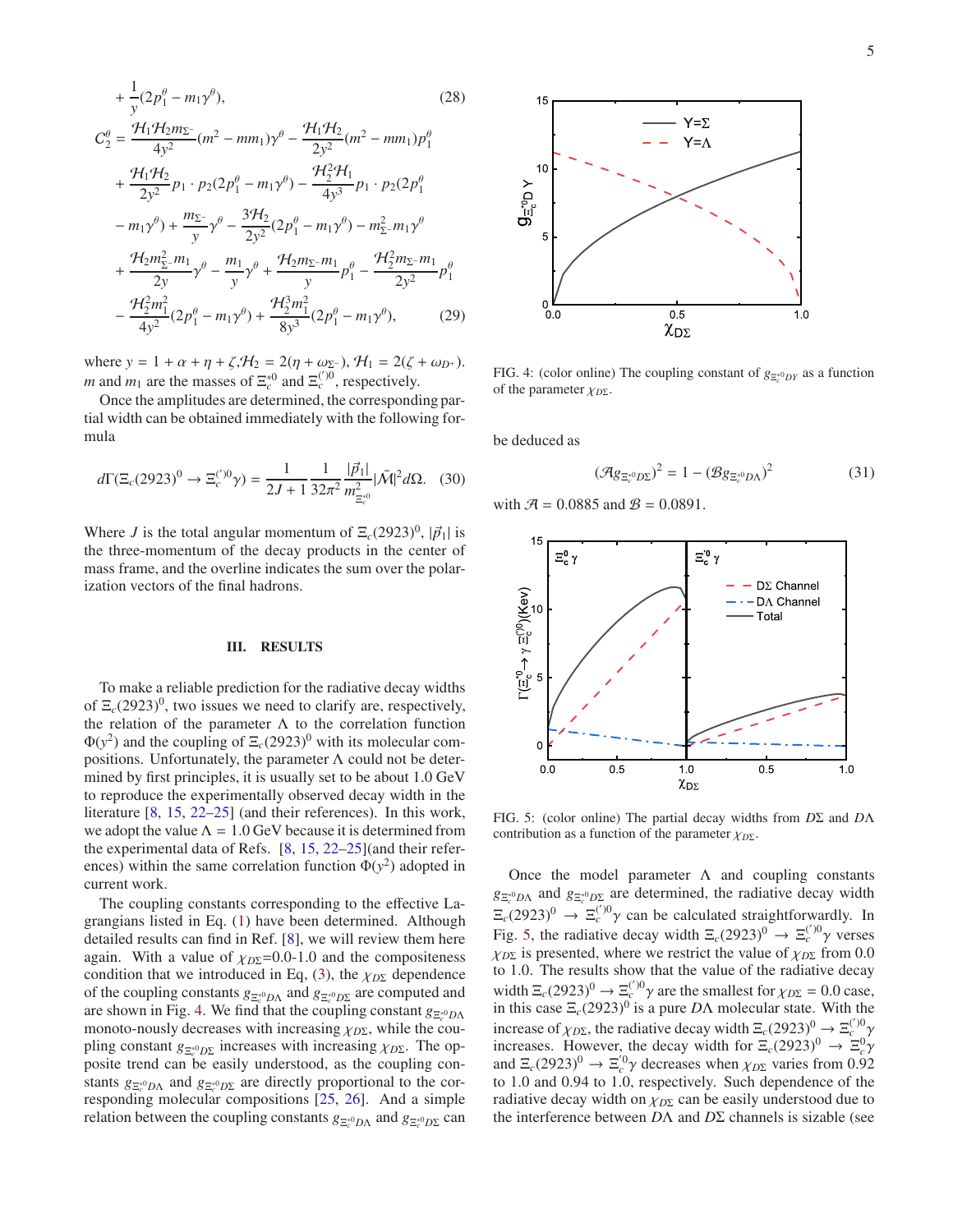$$+\frac{1}{y}(2p_1^\theta - m_1\gamma^\theta), \tag{28}$$

$$C_2^\theta = \frac{\mathcal{H}_1\mathcal{H}_2 m_{\Sigma^-}}{4y^2}(m^2 - mm_1)\gamma^\theta - \frac{\mathcal{H}_1\mathcal{H}_2}{2y^2}(m^2 - mm_1)p_1^\theta + \frac{\mathcal{H}_1\mathcal{H}_2}{2y^2}p_1\cdot p_2(2p_1^\theta - m_1\gamma^\theta) - \frac{\mathcal{H}_2^2\mathcal{H}_1}{4y^3}p_1\cdot p_2(2p_1^\theta - m_1\gamma^\theta) + \frac{m_{\Sigma^-}}{y}\gamma^\theta - \frac{3\mathcal{H}_2}{2y^2}(2p_1^\theta - m_1\gamma^\theta) - m_{\Sigma^-}^2 m_1\gamma^\theta + \frac{\mathcal{H}_2 m_{\Sigma^-}^2 m_1}{2y}\gamma^\theta - \frac{m_1}{y}\gamma^\theta + \frac{\mathcal{H}_2 m_{\Sigma^-}m_1}{y}p_1^\theta - \frac{\mathcal{H}_2^2 m_{\Sigma^-}m_1}{2y^2}p_1^\theta - \frac{\mathcal{H}_2^2 m_1^2}{4y^2}(2p_1^\theta - m_1\gamma^\theta) + \frac{\mathcal{H}_2^3 m_1^2}{8y^3}(2p_1^\theta - m_1\gamma^\theta), \tag{29}$$

where $y = 1 + \alpha + \eta + \zeta, \mathcal{H}_2 = 2(\eta + \omega_{\Sigma^-}), \mathcal{H}_1 = 2(\zeta + \omega_{D^+})$. $m$ and $m_1$ are the masses of $\Xi_c^{*0}$ and $\Xi_c^{(\prime)0}$, respectively.

Once the amplitudes are determined, the corresponding partial width can be obtained immediately with the following formula

$$d\Gamma(\Xi_c(2923)^0 \to \Xi_c^{(\prime)0}\gamma) = \frac{1}{2J+1}\frac{1}{32\pi^2}\frac{|\vec{p}_1|}{m_{\Xi_c^{*0}}^2}|\bar{\mathcal{M}}|^2 d\Omega. \tag{30}$$

Where $J$ is the total angular momentum of $\Xi_c(2923)^0$, $|\vec{p}_1|$ is the three-momentum of the decay products in the center of mass frame, and the overline indicates the sum over the polarization vectors of the final hadrons.

## III. RESULTS

To make a reliable prediction for the radiative decay widths of $\Xi_c(2923)^0$, two issues we need to clarify are, respectively, the relation of the parameter $\Lambda$ to the correlation function $\Phi(y^2)$ and the coupling of $\Xi_c(2923)^0$ with its molecular compositions. Unfortunately, the parameter $\Lambda$ could not be determined by first principles, it is usually set to be about 1.0 GeV to reproduce the experimentally observed decay width in the literature [8, 15, 22–25] (and their references). In this work, we adopt the value $\Lambda = 1.0$ GeV because it is determined from the experimental data of Refs. [8, 15, 22–25](and their references) within the same correlation function $\Phi(y^2)$ adopted in current work.

The coupling constants corresponding to the effective Lagrangians listed in Eq. (1) have been determined. Although detailed results can find in Ref. [8], we will review them here again. With a value of $\chi_{D\Sigma}$=0.0-1.0 and the compositeness condition that we introduced in Eq, (3), the $\chi_{D\Sigma}$ dependence of the coupling constants $g_{\Xi_c^{*0}D\Lambda}$ and $g_{\Xi_c^{*0}D\Sigma}$ are computed and are shown in Fig. 4. We find that the coupling constant $g_{\Xi_c^{*0}D\Lambda}$ monoto-nously decreases with increasing $\chi_{D\Sigma}$, while the coupling constant $g_{\Xi_c^{*0}D\Sigma}$ increases with increasing $\chi_{D\Sigma}$. The opposite trend can be easily understood, as the coupling constants $g_{\Xi_c^{*0}D\Lambda}$ and $g_{\Xi_c^{*0}D\Sigma}$ are directly proportional to the corresponding molecular compositions [25, 26]. And a simple relation between the coupling constants $g_{\Xi_c^{*0}D\Lambda}$ and $g_{\Xi_c^{*0}D\Sigma}$ can be deduced as

$$(\mathcal{A}g_{\Xi_c^{*0}D\Sigma})^2 = 1 - (\mathcal{B}g_{\Xi_c^{*0}D\Lambda})^2 \tag{31}$$

with $\mathcal{A} = 0.0885$ and $\mathcal{B} = 0.0891$.

FIG. 4: (color online) The coupling constant of $g_{\Xi_c^{*0}DY}$ as a function of the parameter $\chi_{D\Sigma}$.

FIG. 5: (color online) The partial decay widths from $D\Sigma$ and $D\Lambda$ contribution as a function of the parameter $\chi_{D\Sigma}$.

Once the model parameter $\Lambda$ and coupling constants $g_{\Xi_c^{*0}D\Lambda}$ and $g_{\Xi_c^{*0}D\Sigma}$ are determined, the radiative decay width $\Xi_c(2923)^0 \to \Xi_c^{(\prime)0}\gamma$ can be calculated straightforwardly. In Fig. 5, the radiative decay width $\Xi_c(2923)^0 \to \Xi_c^{(\prime)0}\gamma$ verses $\chi_{D\Sigma}$ is presented, where we restrict the value of $\chi_{D\Sigma}$ from 0.0 to 1.0. The results show that the value of the radiative decay width $\Xi_c(2923)^0 \to \Xi_c^{(\prime)0}\gamma$ are the smallest for $\chi_{D\Sigma} = 0.0$ case, in this case $\Xi_c(2923)^0$ is a pure $D\Lambda$ molecular state. With the increase of $\chi_{D\Sigma}$, the radiative decay width $\Xi_c(2923)^0 \to \Xi_c^{(\prime)0}\gamma$ increases. However, the decay width for $\Xi_c(2923)^0 \to \Xi_c^0\gamma$ and $\Xi_c(2923)^0 \to \Xi_c^{\prime 0}\gamma$ decreases when $\chi_{D\Sigma}$ varies from 0.92 to 1.0 and 0.94 to 1.0, respectively. Such dependence of the radiative decay width on $\chi_{D\Sigma}$ can be easily understood due to the interference between $D\Lambda$ and $D\Sigma$ channels is sizable (see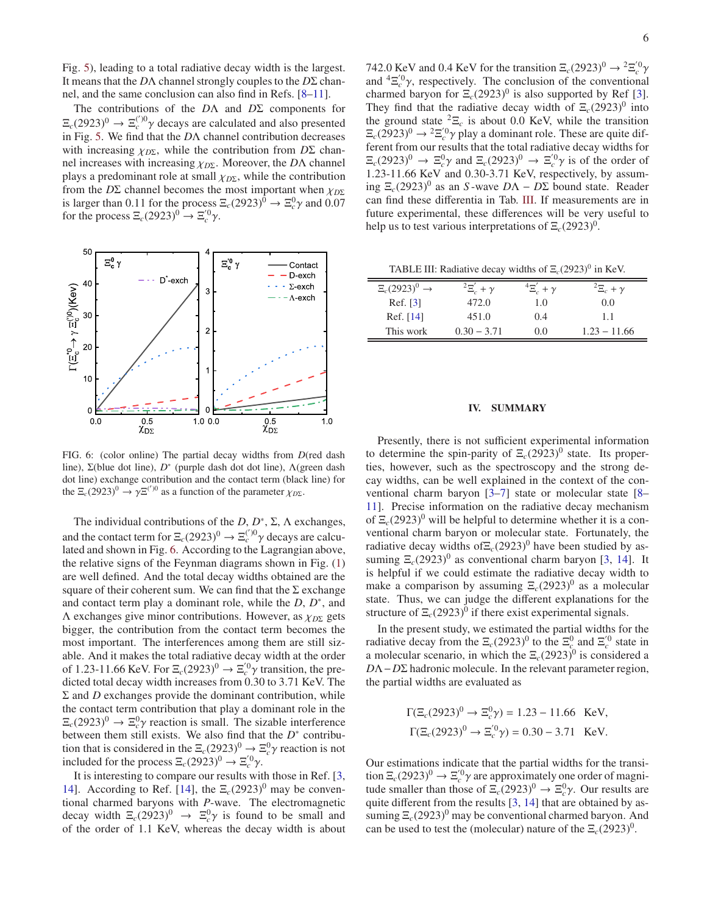Fig. 5), leading to a total radiative decay width is the largest. It means that the $D\Lambda$ channel strongly couples to the $D\Sigma$ channel, and the same conclusion can also find in Refs. [8–11].

The contributions of the $D\Lambda$ and $D\Sigma$ components for $\Xi_c(2923)^0 \to \Xi_c^{(\prime)0}\gamma$ decays are calculated and also presented in Fig. 5. We find that the $D\Lambda$ channel contribution decreases with increasing $\chi_{D\Sigma}$, while the contribution from $D\Sigma$ channel increases with increasing $\chi_{D\Sigma}$. Moreover, the $D\Lambda$ channel plays a predominant role at small $\chi_{D\Sigma}$, while the contribution from the $D\Sigma$ channel becomes the most important when $\chi_{D\Sigma}$ is larger than 0.11 for the process $\Xi_c(2923)^0 \to \Xi_c^0\gamma$ and 0.07 for the process $\Xi_c(2923)^0 \to \Xi_c^{\prime 0}\gamma$.

FIG. 6: (color online) The partial decay widths from $D$(red dash line), $\Sigma$(blue dot line), $D^*$ (purple dash dot dot line), $\Lambda$(green dash dot line) exchange contribution and the contact term (black line) for the $\Xi_c(2923)^0 \to \gamma\Xi^{(\prime)0}$ as a function of the parameter $\chi_{D\Sigma}$.

The individual contributions of the $D$, $D^*$, $\Sigma$, $\Lambda$ exchanges, and the contact term for $\Xi_c(2923)^0 \to \Xi_c^{(\prime)0}\gamma$ decays are calculated and shown in Fig. 6. According to the Lagrangian above, the relative signs of the Feynman diagrams shown in Fig. (1) are well defined. And the total decay widths obtained are the square of their coherent sum. We can find that the $\Sigma$ exchange and contact term play a dominant role, while the $D$, $D^*$, and $\Lambda$ exchanges give minor contributions. However, as $\chi_{D\Sigma}$ gets bigger, the contribution from the contact term becomes the most important. The interferences among them are still sizable. And it makes the total radiative decay width at the order of 1.23-11.66 KeV. For $\Xi_c(2923)^0 \to \Xi_c^{\prime 0}\gamma$ transition, the predicted total decay width increases from 0.30 to 3.71 KeV. The $\Sigma$ and $D$ exchanges provide the dominant contribution, while the contact term contribution that play a dominant role in the $\Xi_c(2923)^0 \to \Xi_c^0\gamma$ reaction is small. The sizable interference between them still exists. We also find that the $D^*$ contribution that is considered in the $\Xi_c(2923)^0 \to \Xi_c^0\gamma$ reaction is not included for the process $\Xi_c(2923)^0 \to \Xi_c^{\prime 0}\gamma$.

It is interesting to compare our results with those in Ref. [3, 14]. According to Ref. [14], the $\Xi_c(2923)^0$ may be conventional charmed baryons with $P$-wave. The electromagnetic decay width $\Xi_c(2923)^0 \to \Xi_c^0\gamma$ is found to be small and of the order of 1.1 KeV, whereas the decay width is about 742.0 KeV and 0.4 KeV for the transition $\Xi_c(2923)^0 \to {}^2\Xi_c^{\prime 0}\gamma$ and ${}^4\Xi_c^{\prime 0}\gamma$, respectively. The conclusion of the conventional charmed baryon for $\Xi_c(2923)^0$ is also supported by Ref [3]. They find that the radiative decay width of $\Xi_c(2923)^0$ into the ground state ${}^2\Xi_c$ is about 0.0 KeV, while the transition $\Xi_c(2923)^0 \to {}^2\Xi_c^{\prime 0}\gamma$ play a dominant role. These are quite different from our results that the total radiative decay widths for $\Xi_c(2923)^0 \to \Xi_c^0\gamma$ and $\Xi_c(2923)^0 \to \Xi_c^{\prime 0}\gamma$ is of the order of 1.23-11.66 KeV and 0.30-3.71 KeV, respectively, by assuming $\Xi_c(2923)^0$ as an $S$-wave $D\Lambda - D\Sigma$ bound state. Reader can find these differentia in Tab. III. If measurements are in future experimental, these differences will be very useful to help us to test various interpretations of $\Xi_c(2923)^0$.

TABLE III: Radiative decay widths of $\Xi_c(2923)^0$ in KeV.

| $\Xi_c(2923)^0 \to$ | ${}^2\Xi_c^{\prime} + \gamma$ | ${}^4\Xi_c^{\prime} + \gamma$ | ${}^2\Xi_c + \gamma$ |
|---|---|---|---|
| Ref. [3] | 472.0 | 1.0 | 0.0 |
| Ref. [14] | 451.0 | 0.4 | 1.1 |
| This work | 0.30 − 3.71 | 0.0 | 1.23 − 11.66 |

## IV. SUMMARY

Presently, there is not sufficient experimental information to determine the spin-parity of $\Xi_c(2923)^0$ state. Its properties, however, such as the spectroscopy and the strong decay widths, can be well explained in the context of the conventional charm baryon [3–7] state or molecular state [8–11]. Precise information on the radiative decay mechanism of $\Xi_c(2923)^0$ will be helpful to determine whether it is a conventional charm baryon or molecular state. Fortunately, the radiative decay widths of$\Xi_c(2923)^0$ have been studied by assuming $\Xi_c(2923)^0$ as conventional charm baryon [3, 14]. It is helpful if we could estimate the radiative decay width to make a comparison by assuming $\Xi_c(2923)^0$ as a molecular state. Thus, we can judge the different explanations for the structure of $\Xi_c(2923)^0$ if there exist experimental signals.

In the present study, we estimated the partial widths for the radiative decay from the $\Xi_c(2923)^0$ to the $\Xi_c^0$ and $\Xi_c^{\prime 0}$ state in a molecular scenario, in which the $\Xi_c(2923)^0$ is considered a $D\Lambda - D\Sigma$ hadronic molecule. In the relevant parameter region, the partial widths are evaluated as

$$\Gamma(\Xi_c(2923)^0 \to \Xi_c^0\gamma) = 1.23 - 11.66 \quad \text{KeV},$$
$$\Gamma(\Xi_c(2923)^0 \to \Xi_c^{\prime 0}\gamma) = 0.30 - 3.71 \quad \text{KeV}.$$

Our estimations indicate that the partial widths for the transition $\Xi_c(2923)^0 \to \Xi_c^{\prime 0}\gamma$ are approximately one order of magnitude smaller than those of $\Xi_c(2923)^0 \to \Xi_c^0\gamma$. Our results are quite different from the results [3, 14] that are obtained by assuming $\Xi_c(2923)^0$ may be conventional charmed baryon. And can be used to test the (molecular) nature of the $\Xi_c(2923)^0$.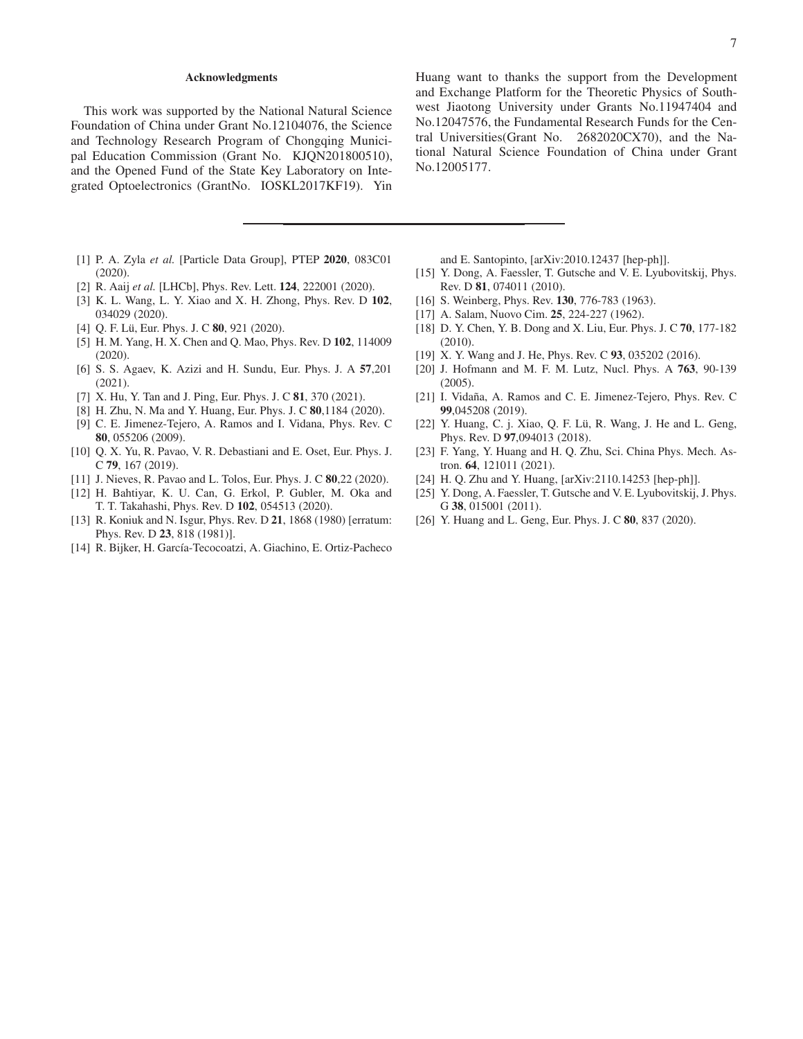### Acknowledgments

This work was supported by the National Natural Science Foundation of China under Grant No.12104076, the Science and Technology Research Program of Chongqing Municipal Education Commission (Grant No. KJQN201800510), and the Opened Fund of the State Key Laboratory on Integrated Optoelectronics (GrantNo. IOSKL2017KF19). Yin Huang want to thanks the support from the Development and Exchange Platform for the Theoretic Physics of Southwest Jiaotong University under Grants No.11947404 and No.12047576, the Fundamental Research Funds for the Central Universities(Grant No. 2682020CX70), and the National Natural Science Foundation of China under Grant No.12005177.

---

[1] P. A. Zyla *et al.* [Particle Data Group], PTEP **2020**, 083C01 (2020).

[2] R. Aaij *et al.* [LHCb], Phys. Rev. Lett. **124**, 222001 (2020).

[3] K. L. Wang, L. Y. Xiao and X. H. Zhong, Phys. Rev. D **102**, 034029 (2020).

[4] Q. F. Lü, Eur. Phys. J. C **80**, 921 (2020).

[5] H. M. Yang, H. X. Chen and Q. Mao, Phys. Rev. D **102**, 114009 (2020).

[6] S. S. Agaev, K. Azizi and H. Sundu, Eur. Phys. J. A **57**,201 (2021).

[7] X. Hu, Y. Tan and J. Ping, Eur. Phys. J. C **81**, 370 (2021).

[8] H. Zhu, N. Ma and Y. Huang, Eur. Phys. J. C **80**,1184 (2020).

[9] C. E. Jimenez-Tejero, A. Ramos and I. Vidana, Phys. Rev. C **80**, 055206 (2009).

[10] Q. X. Yu, R. Pavao, V. R. Debastiani and E. Oset, Eur. Phys. J. C **79**, 167 (2019).

[11] J. Nieves, R. Pavao and L. Tolos, Eur. Phys. J. C **80**,22 (2020).

[12] H. Bahtiyar, K. U. Can, G. Erkol, P. Gubler, M. Oka and T. T. Takahashi, Phys. Rev. D **102**, 054513 (2020).

[13] R. Koniuk and N. Isgur, Phys. Rev. D **21**, 1868 (1980) [erratum: Phys. Rev. D **23**, 818 (1981)].

[14] R. Bijker, H. García-Tecocoatzi, A. Giachino, E. Ortiz-Pacheco and E. Santopinto, [arXiv:2010.12437 [hep-ph]].

[15] Y. Dong, A. Faessler, T. Gutsche and V. E. Lyubovitskij, Phys. Rev. D **81**, 074011 (2010).

[16] S. Weinberg, Phys. Rev. **130**, 776-783 (1963).

[17] A. Salam, Nuovo Cim. **25**, 224-227 (1962).

[18] D. Y. Chen, Y. B. Dong and X. Liu, Eur. Phys. J. C **70**, 177-182 (2010).

[19] X. Y. Wang and J. He, Phys. Rev. C **93**, 035202 (2016).

[20] J. Hofmann and M. F. M. Lutz, Nucl. Phys. A **763**, 90-139 (2005).

[21] I. Vidaña, A. Ramos and C. E. Jimenez-Tejero, Phys. Rev. C **99**,045208 (2019).

[22] Y. Huang, C. j. Xiao, Q. F. Lü, R. Wang, J. He and L. Geng, Phys. Rev. D **97**,094013 (2018).

[23] F. Yang, Y. Huang and H. Q. Zhu, Sci. China Phys. Mech. Astron. **64**, 121011 (2021).

[24] H. Q. Zhu and Y. Huang, [arXiv:2110.14253 [hep-ph]].

[25] Y. Dong, A. Faessler, T. Gutsche and V. E. Lyubovitskij, J. Phys. G **38**, 015001 (2011).

[26] Y. Huang and L. Geng, Eur. Phys. J. C **80**, 837 (2020).